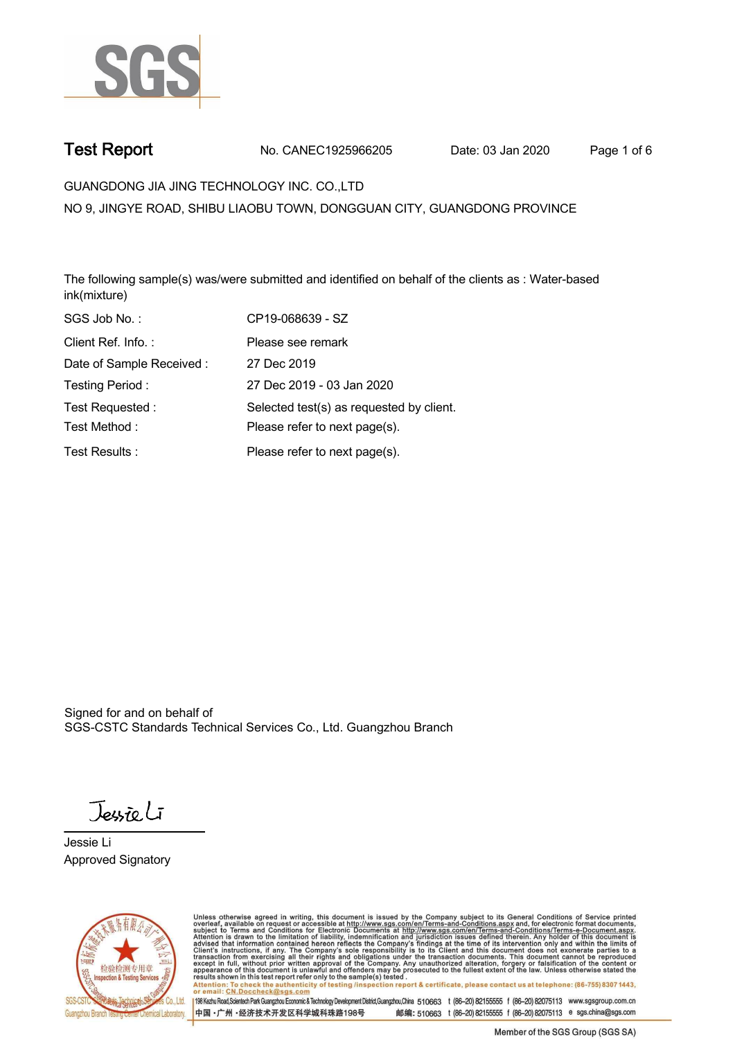# Test Report

No. CANEC1925966205 Date: 03 Jan 2020

GUANGDONG JIA JING TECHNOLOGY INC. CO.,LTD

NO 9, JINGYE ROAD, SHIBU LIAOBU TOWN, DONGGUAN CITY, GUANGDONG PROVINCE

The following sample(s) was/were submitted and identified on behalf of the clients as : Water-based ink(mixture)

| | |
|---|---|
| SGS Job No. : | CP19-068639 - SZ |
| Client Ref. Info. : | Please see remark |
| Date of Sample Received : | 27 Dec 2019 |
| Testing Period : | 27 Dec 2019 - 03 Jan 2020 |
| Test Requested : | Selected test(s) as requested by client. |
| Test Method : | Please refer to next page(s). |
| Test Results : | Please refer to next page(s). |

Signed for and on behalf of
SGS-CSTC Standards Technical Services Co., Ltd. Guangzhou Branch

Jessie Li
Approved Signatory

Unless otherwise agreed in writing, this document is issued by the Company subject to its General Conditions of Service printed overleaf, available on request or accessible at http://www.sgs.com/en/Terms-and-Conditions.aspx and, for electronic format documents, subject to Terms and Conditions for Electronic Documents at http://www.sgs.com/en/Terms-and-Conditions/Terms-e-Document.aspx. Attention is drawn to the limitation of liability, indemnification and jurisdiction issues defined therein. Any holder of this document is advised that information contained hereon reflects the Company's findings at the time of its intervention only and within the limits of Client's instructions, if any. The Company's sole responsibility is to its Client and this document does not exonerate parties to a transaction from exercising all their rights and obligations under the transaction documents. This document cannot be reproduced except in full, without prior written approval of the Company. Any unauthorized alteration, forgery or falsification of the content or appearance of this document is unlawful and offenders may be prosecuted to the fullest extent of the law. Unless otherwise stated the results shown in this test report refer only to the sample(s) tested .

Attention: To check the authenticity of testing /inspection report & certificate, please contact us at telephone: (86-755) 8307 1443, or email: CN.Doccheck@sgs.com

SGS-CSTC Standards Technical Services Co., Ltd. Guangzhou Branch Testing Center Chemical Laboratory.

198 Kezhu Road,Scientech Park Guangzhou Economic & Technology Development District,Guangzhou,China 510663 t (86-20) 82155555 f (86-20) 82075113 www.sgsgroup.com.cn

中国・广州・经济技术开发区科学城科珠路198号 邮编: 510663 t (86-20) 82155555 f (86-20) 82075113 e sgs.china@sgs.com

Member of the SGS Group (SGS SA)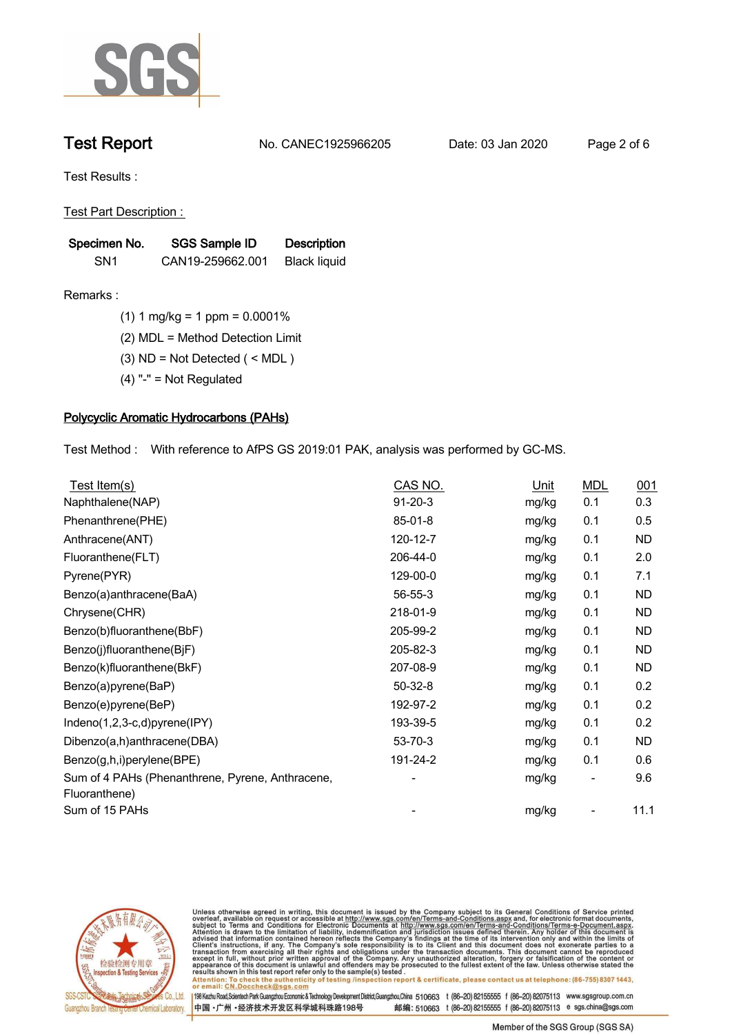# Test Report

No. CANEC1925966205 Date: 03 Jan 2020

Test Results :

Test Part Description :

| Specimen No. | SGS Sample ID | Description |
|---|---|---|
| SN1 | CAN19-259662.001 | Black liquid |

Remarks :

(1) 1 mg/kg = 1 ppm = 0.0001%

(2) MDL = Method Detection Limit

(3) ND = Not Detected ( < MDL )

(4) "-" = Not Regulated

## Polycyclic Aromatic Hydrocarbons (PAHs)

Test Method : With reference to AfPS GS 2019:01 PAK, analysis was performed by GC-MS.

| Test Item(s) | CAS NO. | Unit | MDL | 001 |
|---|---|---|---|---|
| Naphthalene(NAP) | 91-20-3 | mg/kg | 0.1 | 0.3 |
| Phenanthrene(PHE) | 85-01-8 | mg/kg | 0.1 | 0.5 |
| Anthracene(ANT) | 120-12-7 | mg/kg | 0.1 | ND |
| Fluoranthene(FLT) | 206-44-0 | mg/kg | 0.1 | 2.0 |
| Pyrene(PYR) | 129-00-0 | mg/kg | 0.1 | 7.1 |
| Benzo(a)anthracene(BaA) | 56-55-3 | mg/kg | 0.1 | ND |
| Chrysene(CHR) | 218-01-9 | mg/kg | 0.1 | ND |
| Benzo(b)fluoranthene(BbF) | 205-99-2 | mg/kg | 0.1 | ND |
| Benzo(j)fluoranthene(BjF) | 205-82-3 | mg/kg | 0.1 | ND |
| Benzo(k)fluoranthene(BkF) | 207-08-9 | mg/kg | 0.1 | ND |
| Benzo(a)pyrene(BaP) | 50-32-8 | mg/kg | 0.1 | 0.2 |
| Benzo(e)pyrene(BeP) | 192-97-2 | mg/kg | 0.1 | 0.2 |
| Indeno(1,2,3-c,d)pyrene(IPY) | 193-39-5 | mg/kg | 0.1 | 0.2 |
| Dibenzo(a,h)anthracene(DBA) | 53-70-3 | mg/kg | 0.1 | ND |
| Benzo(g,h,i)perylene(BPE) | 191-24-2 | mg/kg | 0.1 | 0.6 |
| Sum of 4 PAHs (Phenanthrene, Pyrene, Anthracene, Fluoranthene) | - | mg/kg | - | 9.6 |
| Sum of 15 PAHs | - | mg/kg | - | 11.1 |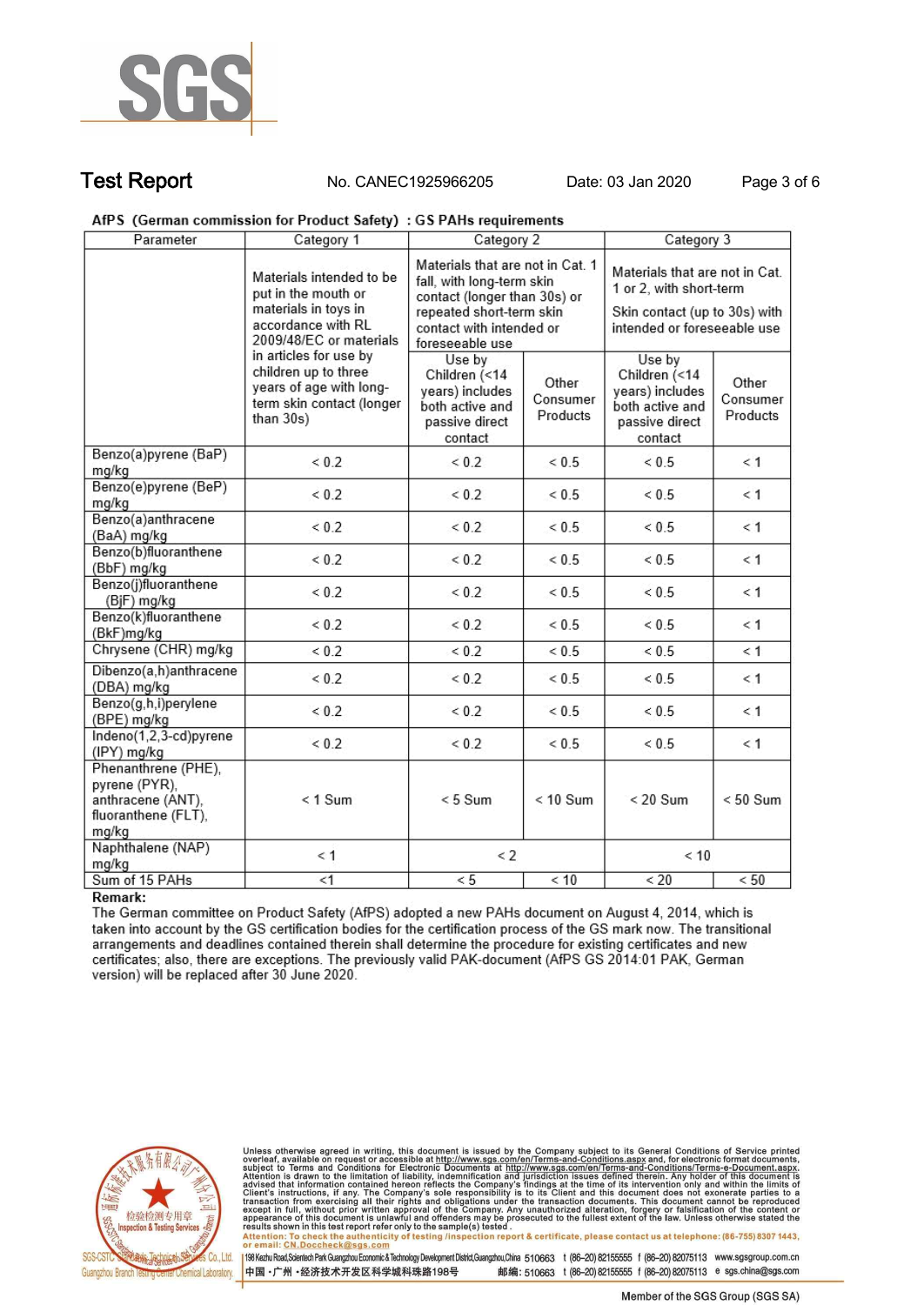# Test Report

No. CANEC1925966205 Date: 03 Jan 2020

**AfPS (German commission for Product Safety) : GS PAHs requirements**

| Parameter | Category 1 | Category 2 | | Category 3 | |
|---|---|---|---|---|---|
| | Materials intended to be put in the mouth or materials in toys in accordance with RL 2009/48/EC or materials in articles for use by children up to three years of age with long-term skin contact (longer than 30s) | Materials that are not in Cat. 1 fall, with long-term skin contact (longer than 30s) or repeated short-term skin contact with intended or foreseeable use | | Materials that are not in Cat. 1 or 2, with short-term Skin contact (up to 30s) with intended or foreseeable use | |
| | | Use by Children (<14 years) includes both active and passive direct contact | Other Consumer Products | Use by Children (<14 years) includes both active and passive direct contact | Other Consumer Products |
| Benzo(a)pyrene (BaP) mg/kg | < 0.2 | < 0.2 | < 0.5 | < 0.5 | < 1 |
| Benzo(e)pyrene (BeP) mg/kg | < 0.2 | < 0.2 | < 0.5 | < 0.5 | < 1 |
| Benzo(a)anthracene (BaA) mg/kg | < 0.2 | < 0.2 | < 0.5 | < 0.5 | < 1 |
| Benzo(b)fluoranthene (BbF) mg/kg | < 0.2 | < 0.2 | < 0.5 | < 0.5 | < 1 |
| Benzo(j)fluoranthene (BjF) mg/kg | < 0.2 | < 0.2 | < 0.5 | < 0.5 | < 1 |
| Benzo(k)fluoranthene (BkF)mg/kg | < 0.2 | < 0.2 | < 0.5 | < 0.5 | < 1 |
| Chrysene (CHR) mg/kg | < 0.2 | < 0.2 | < 0.5 | < 0.5 | < 1 |
| Dibenzo(a,h)anthracene (DBA) mg/kg | < 0.2 | < 0.2 | < 0.5 | < 0.5 | < 1 |
| Benzo(g,h,i)perylene (BPE) mg/kg | < 0.2 | < 0.2 | < 0.5 | < 0.5 | < 1 |
| Indeno(1,2,3-cd)pyrene (IPY) mg/kg | < 0.2 | < 0.2 | < 0.5 | < 0.5 | < 1 |
| Phenanthrene (PHE), pyrene (PYR), anthracene (ANT), fluoranthene (FLT), mg/kg | < 1 Sum | < 5 Sum | < 10 Sum | < 20 Sum | < 50 Sum |
| Naphthalene (NAP) mg/kg | < 1 | < 2 | | < 10 | |
| Sum of 15 PAHs | <1 | < 5 | < 10 | < 20 | < 50 |

**Remark:**

The German committee on Product Safety (AfPS) adopted a new PAHs document on August 4, 2014, which is taken into account by the GS certification bodies for the certification process of the GS mark now. The transitional arrangements and deadlines contained therein shall determine the procedure for existing certificates and new certificates; also, there are exceptions. The previously valid PAK-document (AfPS GS 2014:01 PAK, German version) will be replaced after 30 June 2020.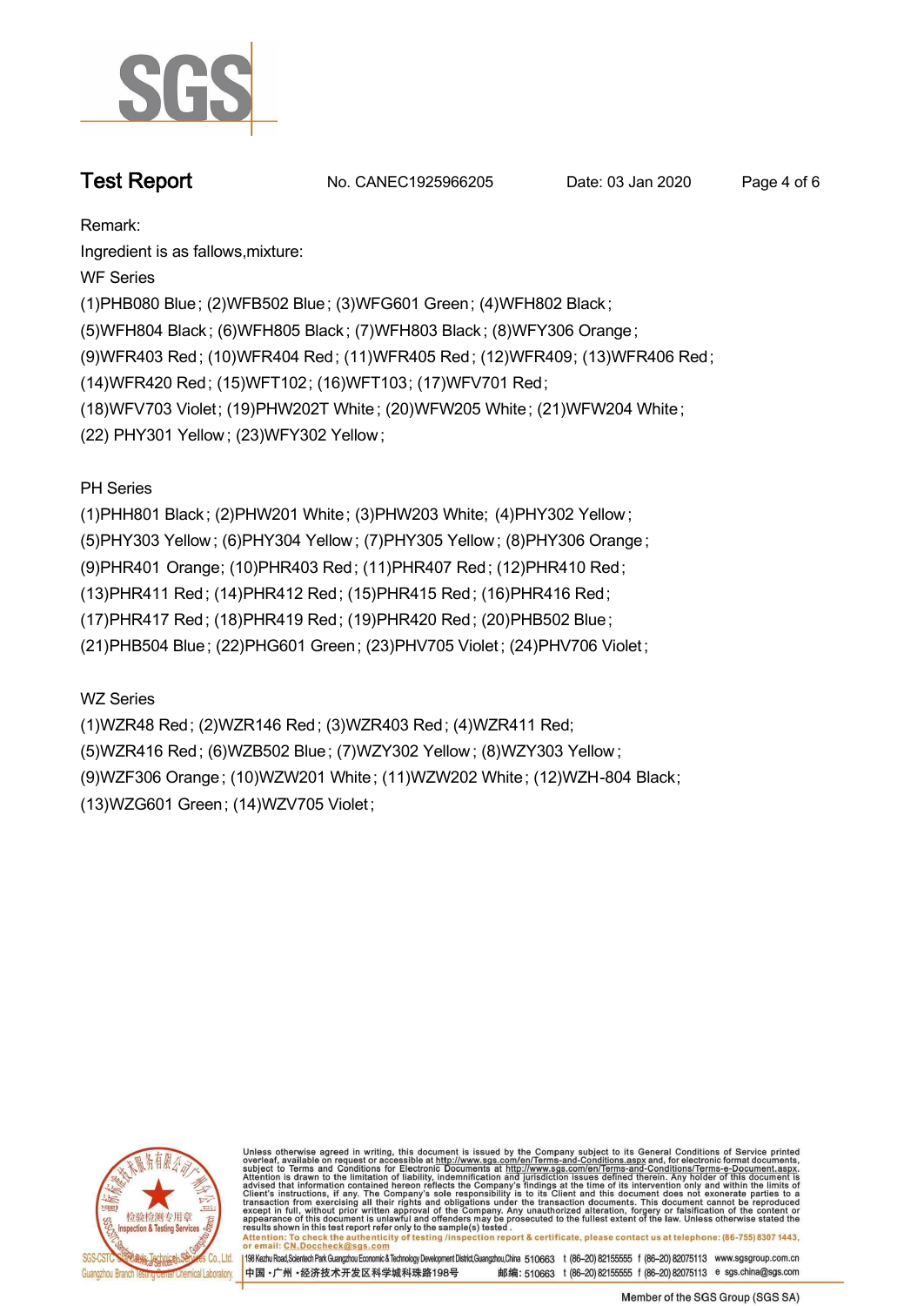Remark:

Ingredient is as fallows,mixture:

WF Series

(1)PHB080 Blue; (2)WFB502 Blue; (3)WFG601 Green; (4)WFH802 Black;
(5)WFH804 Black; (6)WFH805 Black; (7)WFH803 Black; (8)WFY306 Orange;
(9)WFR403 Red; (10)WFR404 Red; (11)WFR405 Red; (12)WFR409; (13)WFR406 Red;
(14)WFR420 Red; (15)WFT102; (16)WFT103; (17)WFV701 Red;
(18)WFV703 Violet; (19)PHW202T White; (20)WFW205 White; (21)WFW204 White;
(22) PHY301 Yellow; (23)WFY302 Yellow;

PH Series

(1)PHH801 Black; (2)PHW201 White; (3)PHW203 White; (4)PHY302 Yellow;
(5)PHY303 Yellow; (6)PHY304 Yellow; (7)PHY305 Yellow; (8)PHY306 Orange;
(9)PHR401 Orange; (10)PHR403 Red; (11)PHR407 Red; (12)PHR410 Red;
(13)PHR411 Red; (14)PHR412 Red; (15)PHR415 Red; (16)PHR416 Red;
(17)PHR417 Red; (18)PHR419 Red; (19)PHR420 Red; (20)PHB502 Blue;
(21)PHB504 Blue; (22)PHG601 Green; (23)PHV705 Violet; (24)PHV706 Violet;

WZ Series

(1)WZR48 Red; (2)WZR146 Red; (3)WZR403 Red; (4)WZR411 Red;
(5)WZR416 Red; (6)WZB502 Blue; (7)WZY302 Yellow; (8)WZY303 Yellow;
(9)WZF306 Orange; (10)WZW201 White; (11)WZW202 White; (12)WZH-804 Black;
(13)WZG601 Green; (14)WZV705 Violet;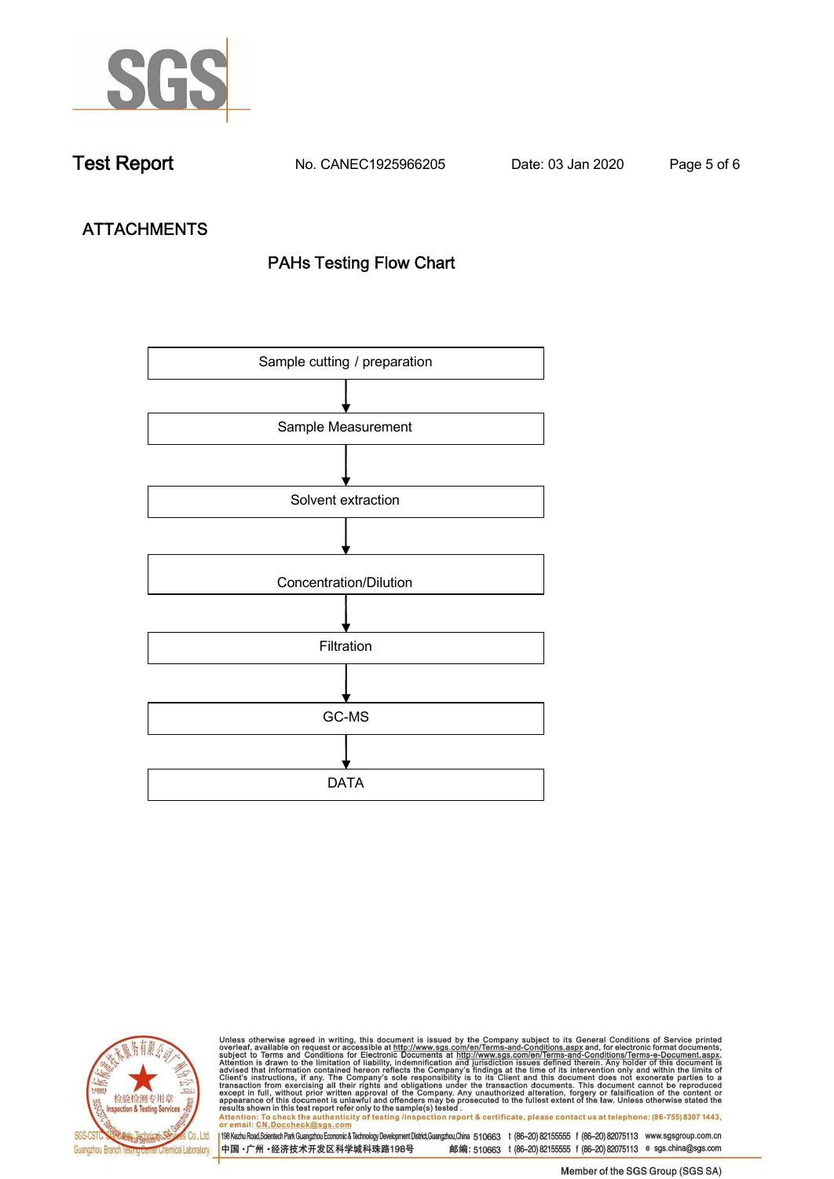# Test Report

No. CANEC1925966205　　Date: 03 Jan 2020

## ATTACHMENTS

### PAHs Testing Flow Chart

Sample cutting / preparation
↓
Sample Measurement
↓
Solvent extraction
↓
Concentration/Dilution
↓
Filtration
↓
GC-MS
↓
DATA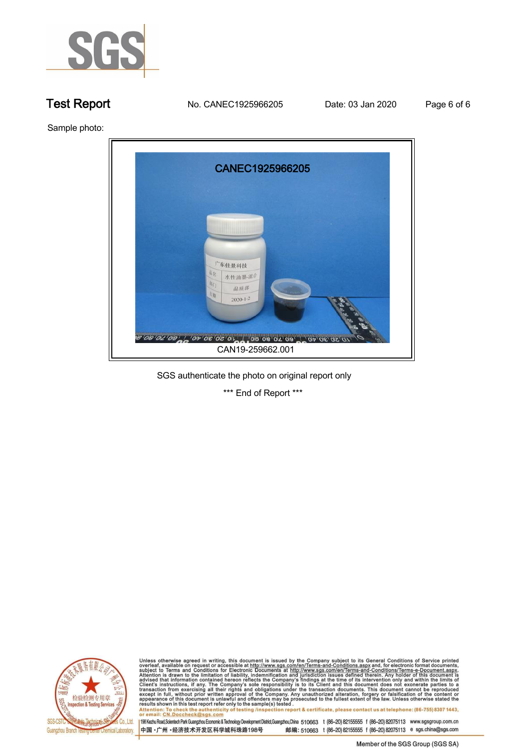Sample photo:

CANEC1925966205

CAN19-259662.001

SGS authenticate the photo on original report only

*** End of Report ***